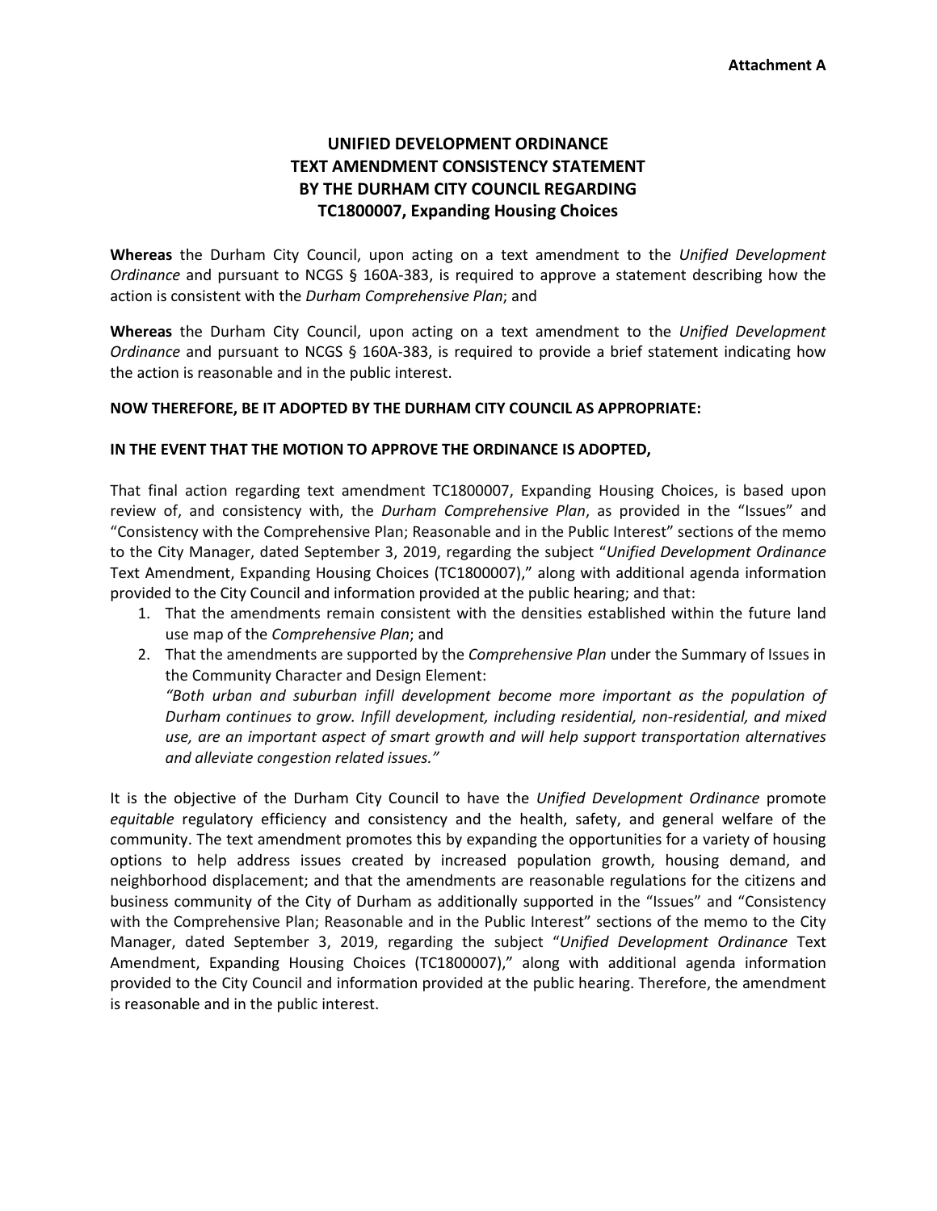**Attachment A**

# UNIFIED DEVELOPMENT ORDINANCE TEXT AMENDMENT CONSISTENCY STATEMENT BY THE DURHAM CITY COUNCIL REGARDING TC1800007, Expanding Housing Choices

**Whereas** the Durham City Council, upon acting on a text amendment to the *Unified Development Ordinance* and pursuant to NCGS § 160A-383, is required to approve a statement describing how the action is consistent with the *Durham Comprehensive Plan*; and

**Whereas** the Durham City Council, upon acting on a text amendment to the *Unified Development Ordinance* and pursuant to NCGS § 160A-383, is required to provide a brief statement indicating how the action is reasonable and in the public interest.

**NOW THEREFORE, BE IT ADOPTED BY THE DURHAM CITY COUNCIL AS APPROPRIATE:**

**IN THE EVENT THAT THE MOTION TO APPROVE THE ORDINANCE IS ADOPTED,**

That final action regarding text amendment TC1800007, Expanding Housing Choices, is based upon review of, and consistency with, the *Durham Comprehensive Plan*, as provided in the "Issues" and "Consistency with the Comprehensive Plan; Reasonable and in the Public Interest" sections of the memo to the City Manager, dated September 3, 2019, regarding the subject "*Unified Development Ordinance* Text Amendment, Expanding Housing Choices (TC1800007)," along with additional agenda information provided to the City Council and information provided at the public hearing; and that:

1. That the amendments remain consistent with the densities established within the future land use map of the *Comprehensive Plan*; and
2. That the amendments are supported by the *Comprehensive Plan* under the Summary of Issues in the Community Character and Design Element:
   *"Both urban and suburban infill development become more important as the population of Durham continues to grow. Infill development, including residential, non-residential, and mixed use, are an important aspect of smart growth and will help support transportation alternatives and alleviate congestion related issues."*

It is the objective of the Durham City Council to have the *Unified Development Ordinance* promote *equitable* regulatory efficiency and consistency and the health, safety, and general welfare of the community. The text amendment promotes this by expanding the opportunities for a variety of housing options to help address issues created by increased population growth, housing demand, and neighborhood displacement; and that the amendments are reasonable regulations for the citizens and business community of the City of Durham as additionally supported in the "Issues" and "Consistency with the Comprehensive Plan; Reasonable and in the Public Interest" sections of the memo to the City Manager, dated September 3, 2019, regarding the subject "*Unified Development Ordinance* Text Amendment, Expanding Housing Choices (TC1800007)," along with additional agenda information provided to the City Council and information provided at the public hearing. Therefore, the amendment is reasonable and in the public interest.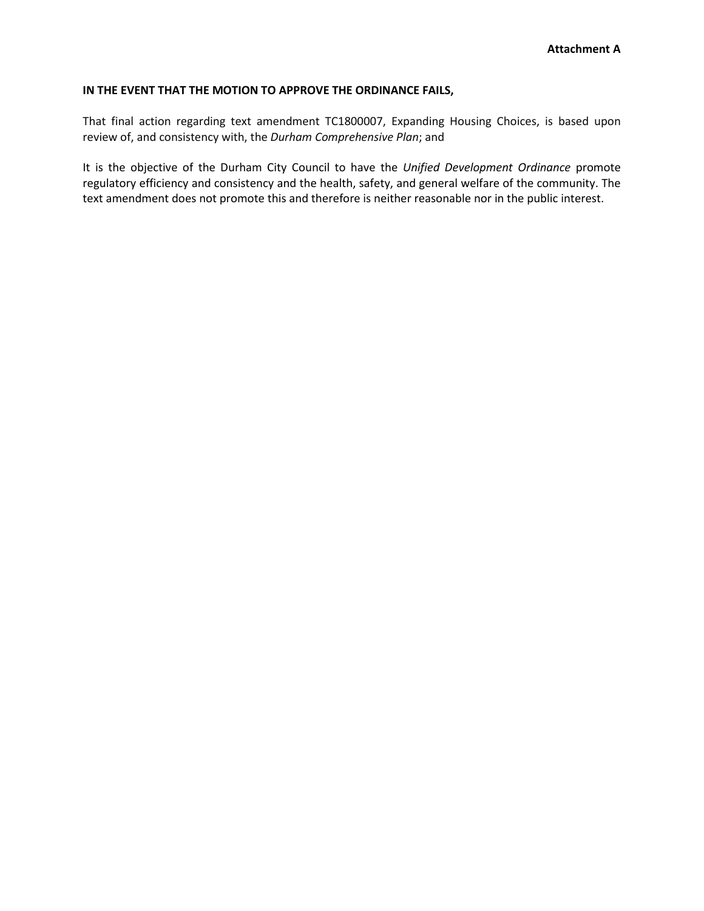**Attachment A**

**IN THE EVENT THAT THE MOTION TO APPROVE THE ORDINANCE FAILS,**

That final action regarding text amendment TC1800007, Expanding Housing Choices, is based upon review of, and consistency with, the *Durham Comprehensive Plan*; and

It is the objective of the Durham City Council to have the *Unified Development Ordinance* promote regulatory efficiency and consistency and the health, safety, and general welfare of the community. The text amendment does not promote this and therefore is neither reasonable nor in the public interest.